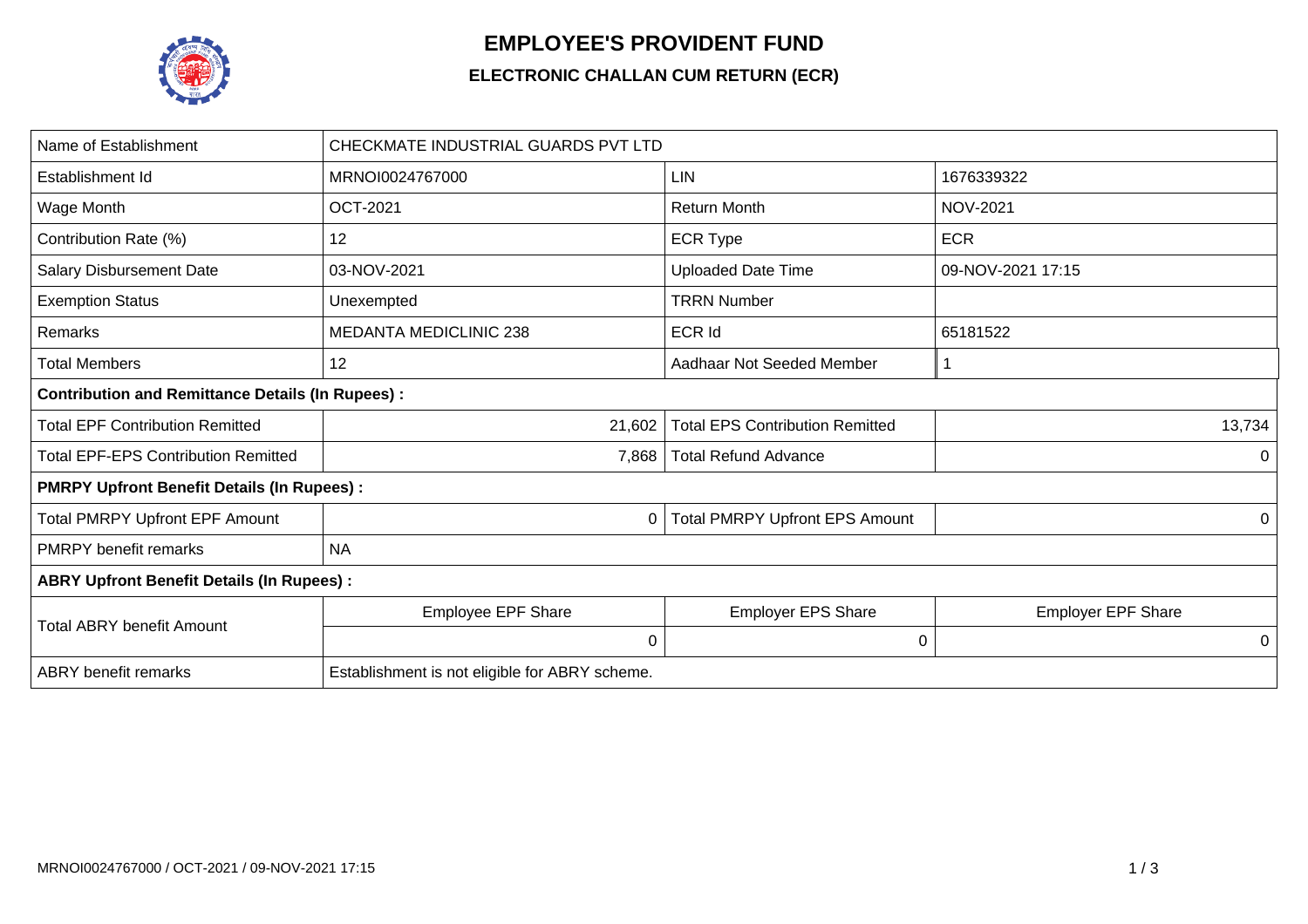# EMPLOYEE'S PROVIDENT FUND

## ELECTRONIC CHALLAN CUM RETURN (ECR)

| Name of Establishment | CHECKMATE INDUSTRIAL GUARDS PVT LTD | | |
|---|---|---|---|
| Establishment Id | MRNOI0024767000 | LIN | 1676339322 |
| Wage Month | OCT-2021 | Return Month | NOV-2021 |
| Contribution Rate (%) | 12 | ECR Type | ECR |
| Salary Disbursement Date | 03-NOV-2021 | Uploaded Date Time | 09-NOV-2021 17:15 |
| Exemption Status | Unexempted | TRRN Number | |
| Remarks | MEDANTA MEDICLINIC 238 | ECR Id | 65181522 |
| Total Members | 12 | Aadhaar Not Seeded Member | 1 |
| **Contribution and Remittance Details (In Rupees) :** | | | |
| Total EPF Contribution Remitted | 21,602 | Total EPS Contribution Remitted | 13,734 |
| Total EPF-EPS Contribution Remitted | 7,868 | Total Refund Advance | 0 |
| **PMRPY Upfront Benefit Details (In Rupees) :** | | | |
| Total PMRPY Upfront EPF Amount | 0 | Total PMRPY Upfront EPS Amount | 0 |
| PMRPY benefit remarks | NA | | |
| **ABRY Upfront Benefit Details (In Rupees) :** | | | |
| Total ABRY benefit Amount | Employee EPF Share | Employer EPS Share | Employer EPF Share |
| | 0 | 0 | 0 |
| ABRY benefit remarks | Establishment is not eligible for ABRY scheme. | | |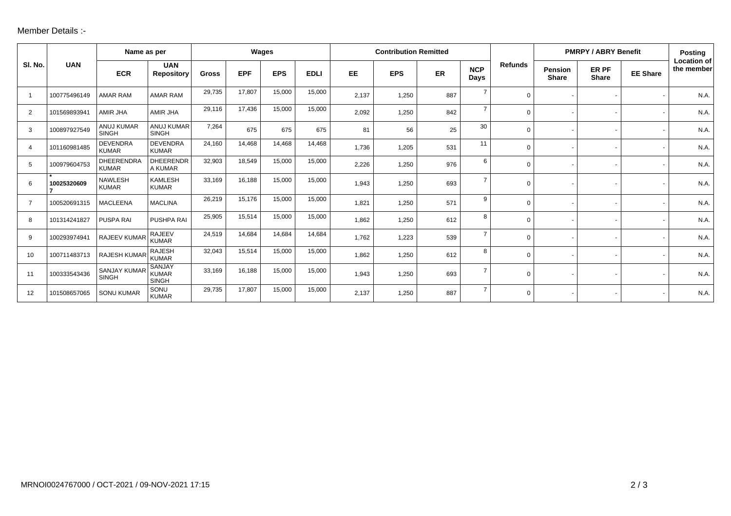Member Details :-

| Sl. No. | UAN | Name as per | | Wages | | | | Contribution Remitted | | | | Refunds | PMRPY / ABRY Benefit | | | Posting Location of the member |
|---|---|---|---|---|---|---|---|---|---|---|---|---|---|---|---|---|
| | | ECR | UAN Repository | Gross | EPF | EPS | EDLI | EE | EPS | ER | NCP Days | | Pension Share | ER PF Share | EE Share | |
| 1 | 100775496149 | AMAR RAM | AMAR RAM | 29,735 | 17,807 | 15,000 | 15,000 | 2,137 | 1,250 | 887 | 7 | 0 | - | - | - | N.A. |
| 2 | 101569893941 | AMIR JHA | AMIR JHA | 29,116 | 17,436 | 15,000 | 15,000 | 2,092 | 1,250 | 842 | 7 | 0 | - | - | - | N.A. |
| 3 | 100897927549 | ANUJ KUMAR SINGH | ANUJ KUMAR SINGH | 7,264 | 675 | 675 | 675 | 81 | 56 | 25 | 30 | 0 | - | - | - | N.A. |
| 4 | 101160981485 | DEVENDRA KUMAR | DEVENDRA KUMAR | 24,160 | 14,468 | 14,468 | 14,468 | 1,736 | 1,205 | 531 | 11 | 0 | - | - | - | N.A. |
| 5 | 100979604753 | DHEERENDRA KUMAR | DHEERENDRA KUMAR | 32,903 | 18,549 | 15,000 | 15,000 | 2,226 | 1,250 | 976 | 6 | 0 | - | - | - | N.A. |
| 6 | * 100253206097 | NAWLESH KUMAR | KAMLESH KUMAR | 33,169 | 16,188 | 15,000 | 15,000 | 1,943 | 1,250 | 693 | 7 | 0 | - | - | - | N.A. |
| 7 | 100520691315 | MACLEENA | MACLINA | 26,219 | 15,176 | 15,000 | 15,000 | 1,821 | 1,250 | 571 | 9 | 0 | - | - | - | N.A. |
| 8 | 101314241827 | PUSPA RAI | PUSHPA RAI | 25,905 | 15,514 | 15,000 | 15,000 | 1,862 | 1,250 | 612 | 8 | 0 | - | - | - | N.A. |
| 9 | 100293974941 | RAJEEV KUMAR | RAJEEV KUMAR | 24,519 | 14,684 | 14,684 | 14,684 | 1,762 | 1,223 | 539 | 7 | 0 | - | - | - | N.A. |
| 10 | 100711483713 | RAJESH KUMAR | RAJESH KUMAR | 32,043 | 15,514 | 15,000 | 15,000 | 1,862 | 1,250 | 612 | 8 | 0 | - | - | - | N.A. |
| 11 | 100333543436 | SANJAY KUMAR SINGH | SANJAY KUMAR SINGH | 33,169 | 16,188 | 15,000 | 15,000 | 1,943 | 1,250 | 693 | 7 | 0 | - | - | - | N.A. |
| 12 | 101508657065 | SONU KUMAR | SONU KUMAR | 29,735 | 17,807 | 15,000 | 15,000 | 2,137 | 1,250 | 887 | 7 | 0 | - | - | - | N.A. |

MRNOI0024767000 / OCT-2021 / 09-NOV-2021 17:15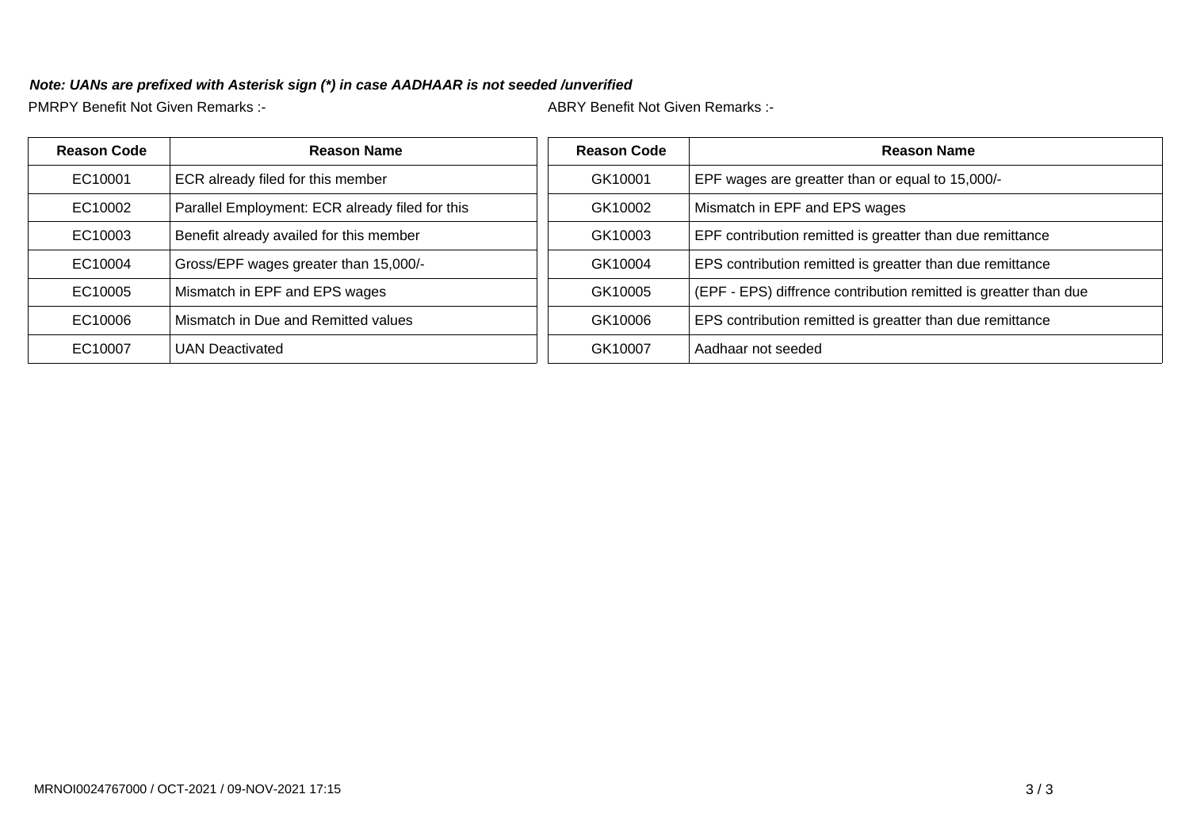***Note: UANs are prefixed with Asterisk sign (*) in case AADHAAR is not seeded /unverified***

PMRPY Benefit Not Given Remarks :-

| Reason Code | Reason Name |
|---|---|
| EC10001 | ECR already filed for this member |
| EC10002 | Parallel Employment: ECR already filed for this |
| EC10003 | Benefit already availed for this member |
| EC10004 | Gross/EPF wages greater than 15,000/- |
| EC10005 | Mismatch in EPF and EPS wages |
| EC10006 | Mismatch in Due and Remitted values |
| EC10007 | UAN Deactivated |

ABRY Benefit Not Given Remarks :-

| Reason Code | Reason Name |
|---|---|
| GK10001 | EPF wages are greatter than or equal to 15,000/- |
| GK10002 | Mismatch in EPF and EPS wages |
| GK10003 | EPF contribution remitted is greatter than due remittance |
| GK10004 | EPS contribution remitted is greatter than due remittance |
| GK10005 | (EPF - EPS) diffrence contribution remitted is greatter than due |
| GK10006 | EPS contribution remitted is greatter than due remittance |
| GK10007 | Aadhaar not seeded |

MRNOI0024767000 / OCT-2021 / 09-NOV-2021 17:15